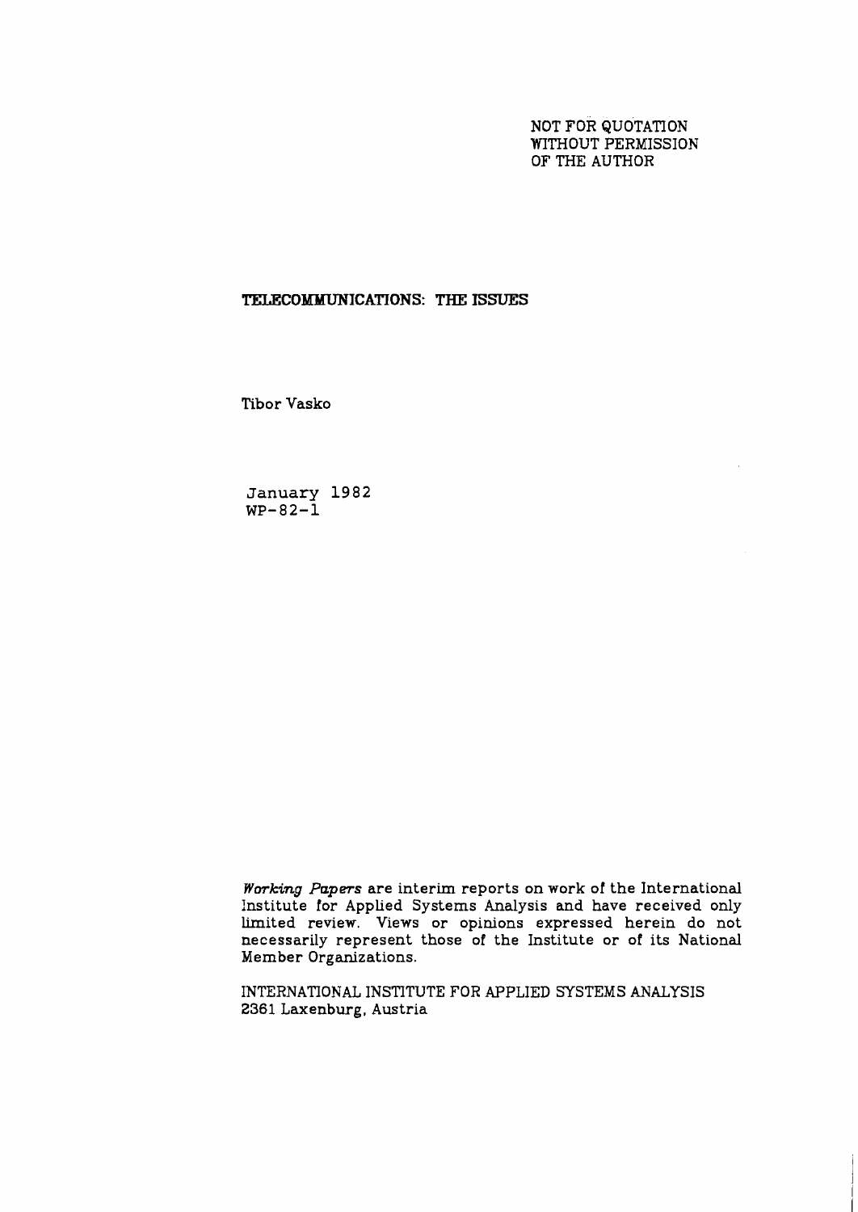NOT FOR QUOTATION
WITHOUT PERMISSION
OF THE AUTHOR

# TELECOMMUNICATIONS: THE ISSUES

Tibor Vasko

January 1982
WP-82-1

*Working Papers* are interim reports on work of the International Institute for Applied Systems Analysis and have received only limited review. Views or opinions expressed herein do not necessarily represent those of the Institute or of its National Member Organizations.

INTERNATIONAL INSTITUTE FOR APPLIED SYSTEMS ANALYSIS
2361 Laxenburg, Austria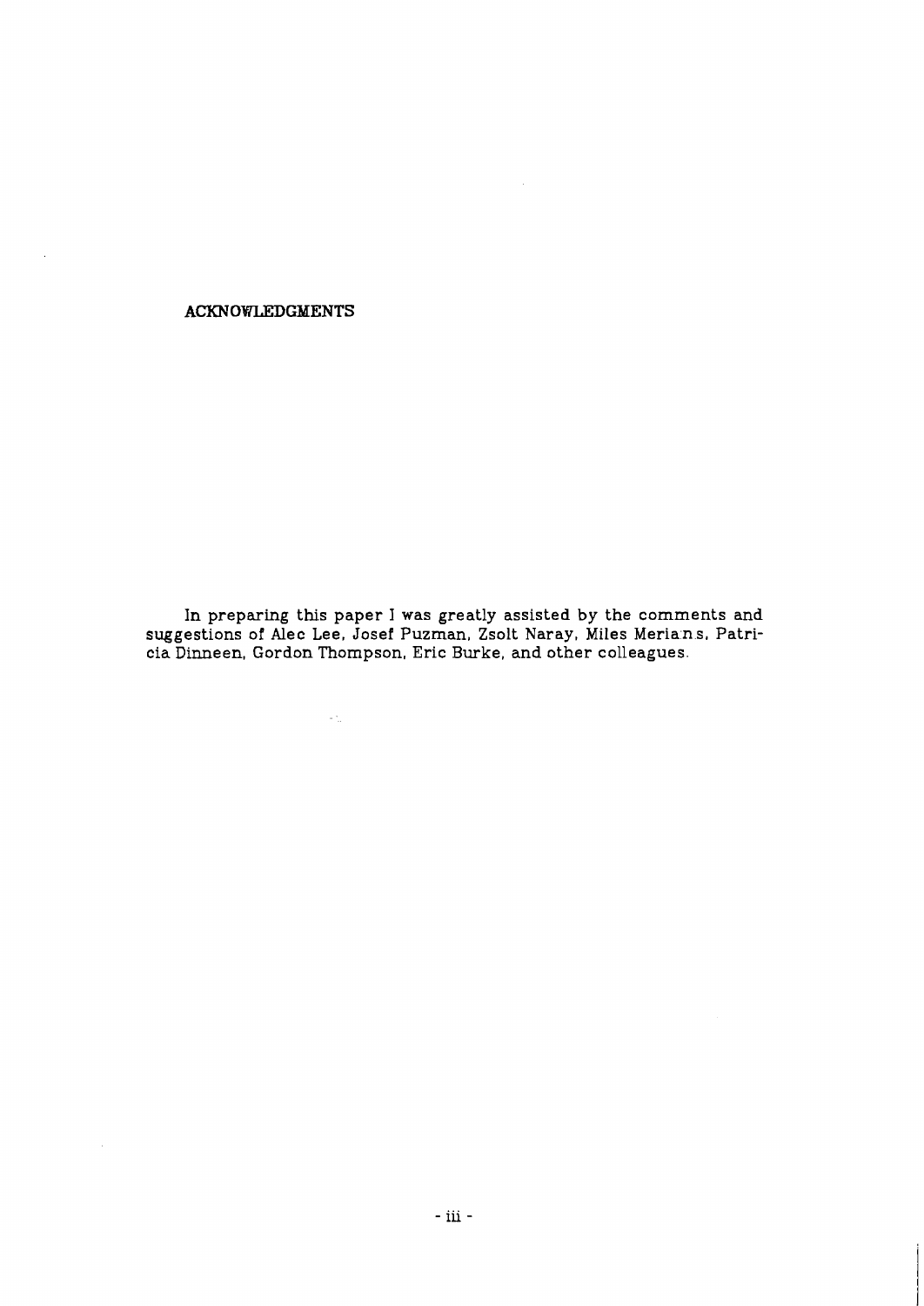## ACKNOWLEDGMENTS

In preparing this paper I was greatly assisted by the comments and suggestions of Alec Lee, Josef Puzman, Zsolt Naray, Miles Merians, Patricia Dinneen, Gordon Thompson, Eric Burke, and other colleagues.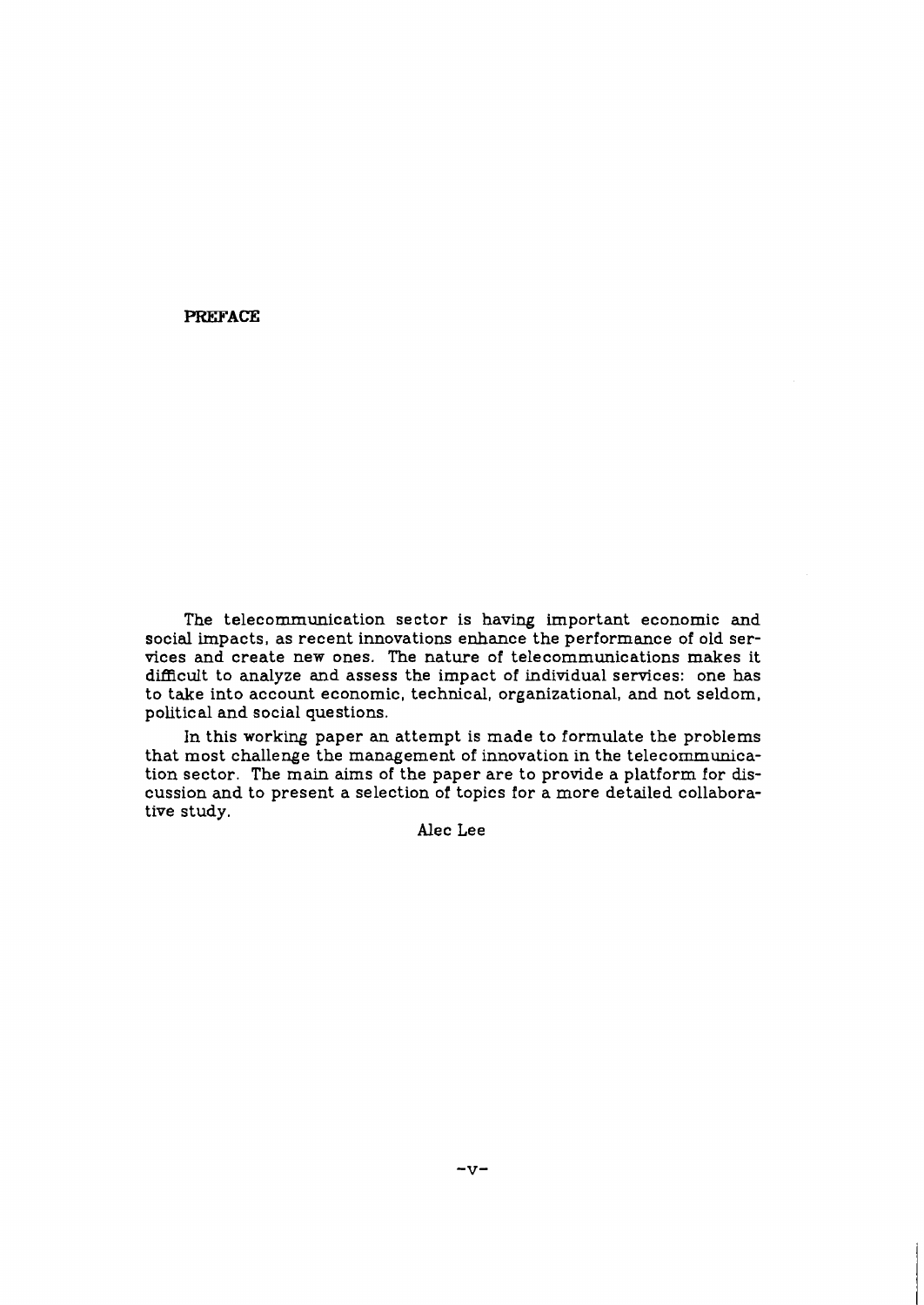## PREFACE

The telecommunication sector is having important economic and social impacts, as recent innovations enhance the performance of old services and create new ones. The nature of telecommunications makes it difficult to analyze and assess the impact of individual services: one has to take into account economic, technical, organizational, and not seldom, political and social questions.

In this working paper an attempt is made to formulate the problems that most challenge the management of innovation in the telecommunication sector. The main aims of the paper are to provide a platform for discussion and to present a selection of topics for a more detailed collaborative study.

Alec Lee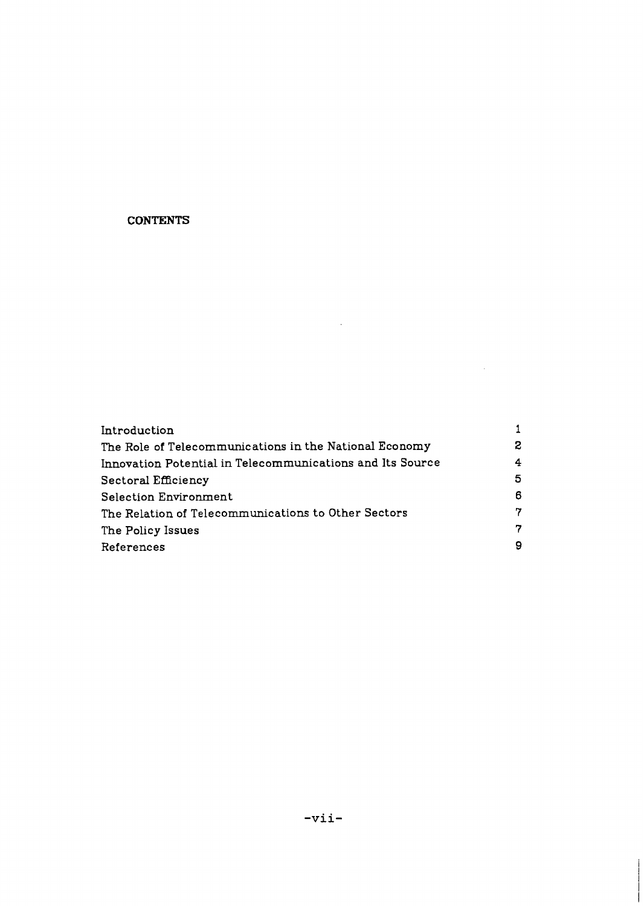## CONTENTS

| | |
|---|---|
| Introduction | 1 |
| The Role of Telecommunications in the National Economy | 2 |
| Innovation Potential in Telecommunications and Its Source | 4 |
| Sectoral Efficiency | 5 |
| Selection Environment | 6 |
| The Relation of Telecommunications to Other Sectors | 7 |
| The Policy Issues | 7 |
| References | 9 |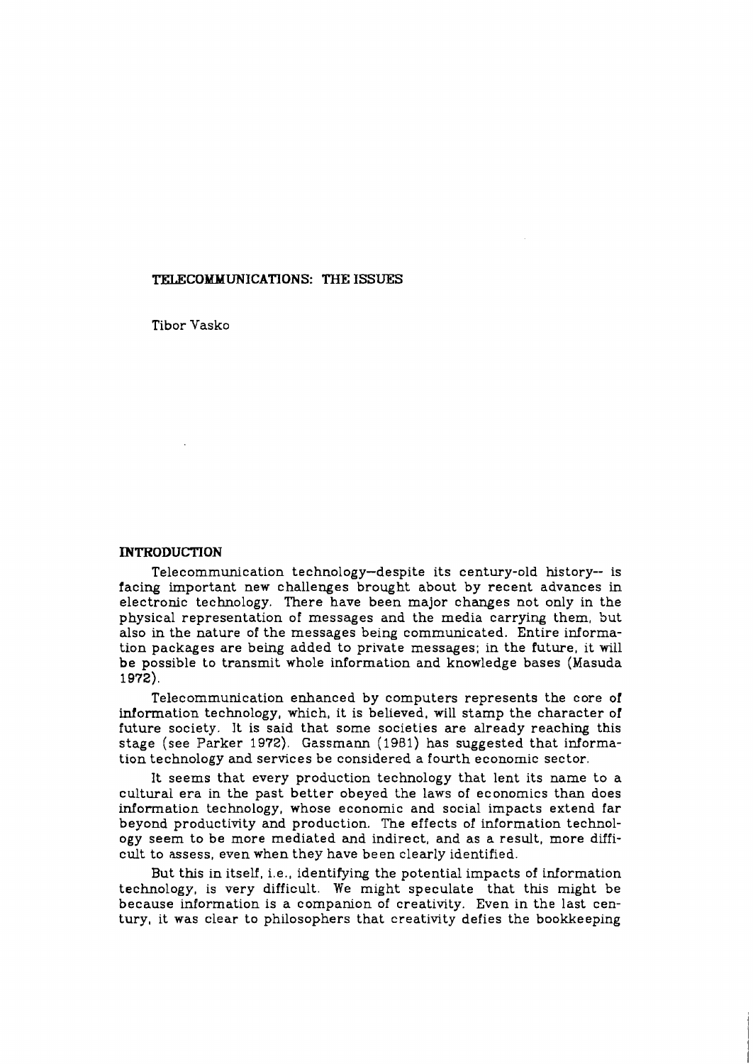## TELECOMMUNICATIONS: THE ISSUES

Tibor Vasko

### INTRODUCTION

Telecommunication technology—despite its century-old history-- is facing important new challenges brought about by recent advances in electronic technology. There have been major changes not only in the physical representation of messages and the media carrying them, but also in the nature of the messages being communicated. Entire information packages are being added to private messages; in the future, it will be possible to transmit whole information and knowledge bases (Masuda 1972).

Telecommunication enhanced by computers represents the core of information technology, which, it is believed, will stamp the character of future society. It is said that some societies are already reaching this stage (see Parker 1972). Gassmann (1981) has suggested that information technology and services be considered a fourth economic sector.

It seems that every production technology that lent its name to a cultural era in the past better obeyed the laws of economics than does information technology, whose economic and social impacts extend far beyond productivity and production. The effects of information technology seem to be more mediated and indirect, and as a result, more difficult to assess, even when they have been clearly identified.

But this in itself, i.e., identifying the potential impacts of information technology, is very difficult. We might speculate that this might be because information is a companion of creativity. Even in the last century, it was clear to philosophers that creativity defies the bookkeeping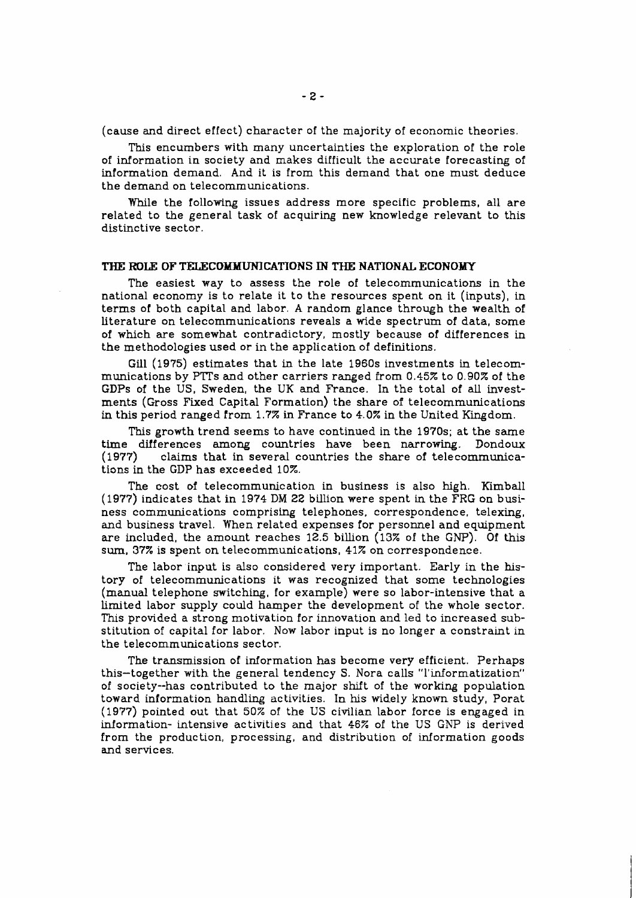(cause and direct effect) character of the majority of economic theories.

This encumbers with many uncertainties the exploration of the role of information in society and makes difficult the accurate forecasting of information demand. And it is from this demand that one must deduce the demand on telecommunications.

While the following issues address more specific problems, all are related to the general task of acquiring new knowledge relevant to this distinctive sector.

## THE ROLE OF TELECOMMUNICATIONS IN THE NATIONAL ECONOMY

The easiest way to assess the role of telecommunications in the national economy is to relate it to the resources spent on it (inputs), in terms of both capital and labor. A random glance through the wealth of literature on telecommunications reveals a wide spectrum of data, some of which are somewhat contradictory, mostly because of differences in the methodologies used or in the application of definitions.

Gill (1975) estimates that in the late 1960s investments in telecommunications by PTTs and other carriers ranged from 0.45% to 0.90% of the GDPs of the US, Sweden, the UK and France. In the total of all investments (Gross Fixed Capital Formation) the share of telecommunications in this period ranged from 1.7% in France to 4.0% in the United Kingdom.

This growth trend seems to have continued in the 1970s; at the same time differences among countries have been narrowing. Dondoux (1977) claims that in several countries the share of telecommunications in the GDP has exceeded 10%.

The cost of telecommunication in business is also high. Kimball (1977) indicates that in 1974 DM 22 billion were spent in the FRG on business communications comprising telephones, correspondence, telexing, and business travel. When related expenses for personnel and equipment are included, the amount reaches 12.5 billion (13% of the GNP). Of this sum, 37% is spent on telecommunications, 41% on correspondence.

The labor input is also considered very important. Early in the history of telecommunications it was recognized that some technologies (manual telephone switching, for example) were so labor-intensive that a limited labor supply could hamper the development of the whole sector. This provided a strong motivation for innovation and led to increased substitution of capital for labor. Now labor input is no longer a constraint in the telecommunications sector.

The transmission of information has become very efficient. Perhaps this—together with the general tendency S. Nora calls "l'informatization" of society--has contributed to the major shift of the working population toward information handling activities. In his widely known study, Porat (1977) pointed out that 50% of the US civilian labor force is engaged in information- intensive activities and that 46% of the US GNP is derived from the production, processing, and distribution of information goods and services.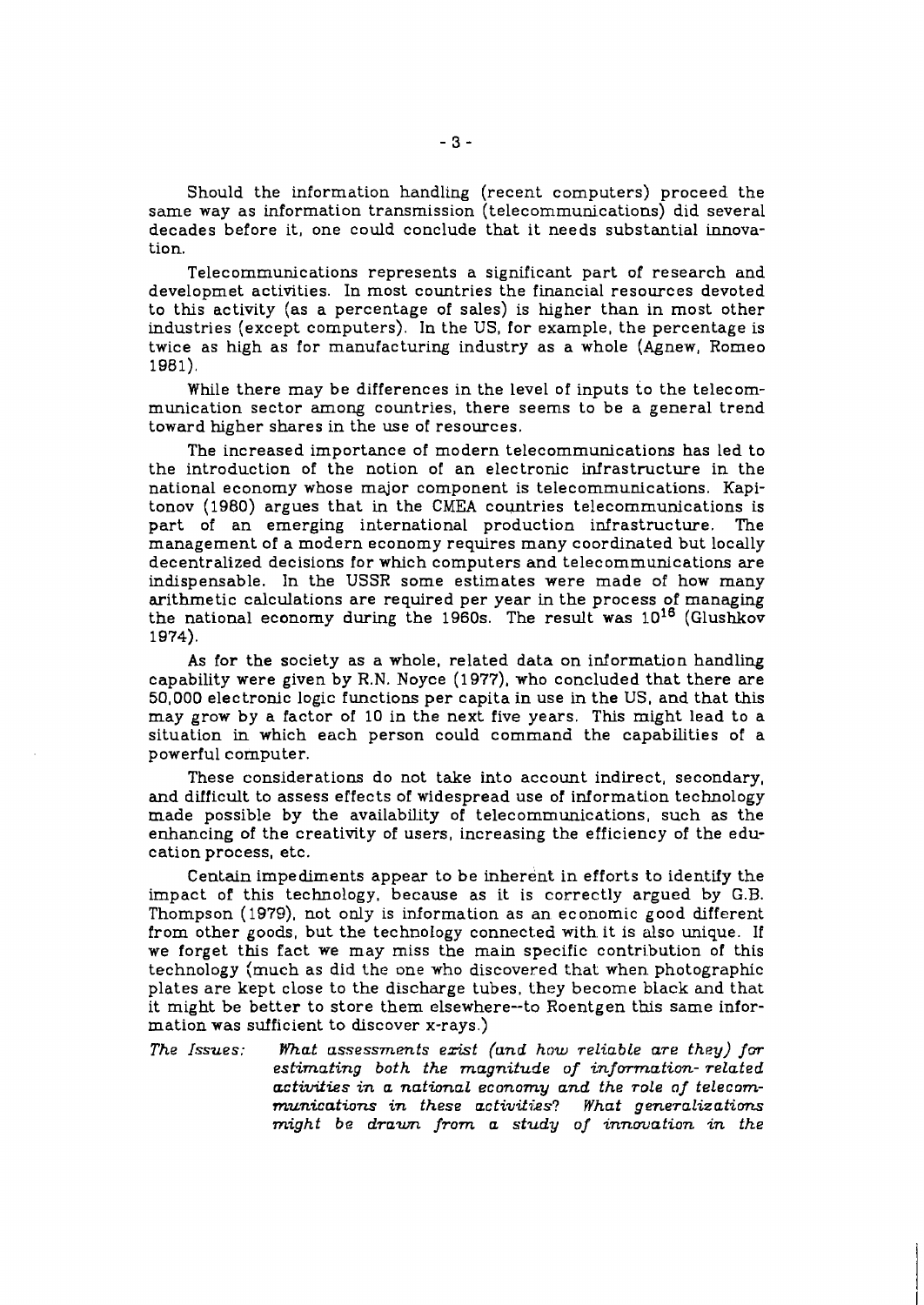Should the information handling (recent computers) proceed the same way as information transmission (telecommunications) did several decades before it, one could conclude that it needs substantial innovation.

Telecommunications represents a significant part of research and developmet activities. In most countries the financial resources devoted to this activity (as a percentage of sales) is higher than in most other industries (except computers). In the US, for example, the percentage is twice as high as for manufacturing industry as a whole (Agnew, Romeo 1981).

While there may be differences in the level of inputs to the telecommunication sector among countries, there seems to be a general trend toward higher shares in the use of resources.

The increased importance of modern telecommunications has led to the introduction of the notion of an electronic infrastructure in the national economy whose major component is telecommunications. Kapitonov (1980) argues that in the CMEA countries telecommunications is part of an emerging international production infrastructure. The management of a modern economy requires many coordinated but locally decentralized decisions for which computers and telecommunications are indispensable. In the USSR some estimates were made of how many arithmetic calculations are required per year in the process of managing the national economy during the 1960s. The result was $10^{16}$ (Glushkov 1974).

As for the society as a whole, related data on information handling capability were given by R.N. Noyce (1977), who concluded that there are 50,000 electronic logic functions per capita in use in the US, and that this may grow by a factor of 10 in the next five years. This might lead to a situation in which each person could command the capabilities of a powerful computer.

These considerations do not take into account indirect, secondary, and difficult to assess effects of widespread use of information technology made possible by the availability of telecommunications, such as the enhancing of the creativity of users, increasing the efficiency of the education process, etc.

Centain impediments appear to be inherent in efforts to identify the impact of this technology, because as it is correctly argued by G.B. Thompson (1979), not only is information as an economic good different from other goods, but the technology connected with it is also unique. If we forget this fact we may miss the main specific contribution of this technology (much as did the one who discovered that when photographic plates are kept close to the discharge tubes, they become black and that it might be better to store them elsewhere--to Roentgen this same information was sufficient to discover x-rays.)

*The Issues:* *What assessments exist (and how reliable are they) for estimating both the magnitude of information-related activities in a national economy and the role of telecommunications in these activities? What generalizations might be drawn from a study of innovation in the*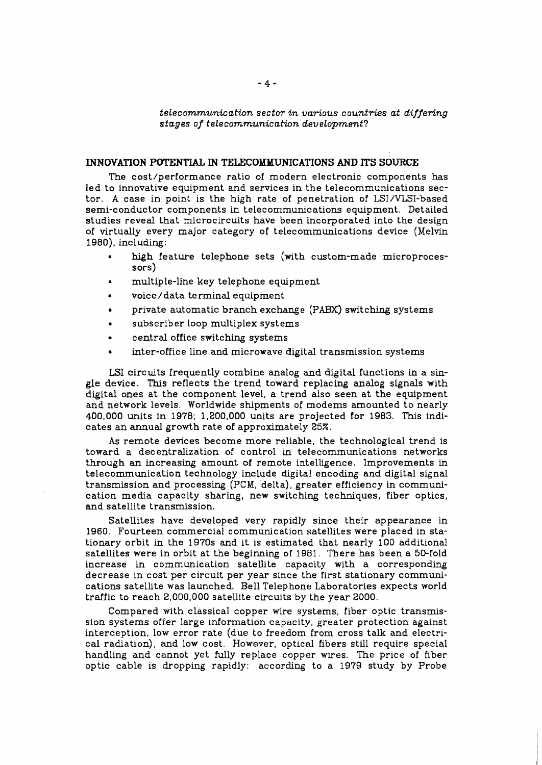*telecommunication sector in various countries at differing stages of telecommunication development?*

## INNOVATION POTENTIAL IN TELECOMMUNICATIONS AND ITS SOURCE

The cost/performance ratio of modern electronic components has led to innovative equipment and services in the telecommunications sector. A case in point is the high rate of penetration of LSI/VLSI-based semi-conductor components in telecommunications equipment. Detailed studies reveal that microcircuits have been incorporated into the design of virtually every major category of telecommunications device (Melvin 1980), including:

- high feature telephone sets (with custom-made microprocessors)
- multiple-line key telephone equipment
- voice/data terminal equipment
- private automatic branch exchange (PABX) switching systems
- subscriber loop multiplex systems
- central office switching systems
- inter-office line and microwave digital transmission systems

LSI circuits frequently combine analog and digital functions in a single device. This reflects the trend toward replacing analog signals with digital ones at the component level, a trend also seen at the equipment and network levels. Worldwide shipments of modems amounted to nearly 400,000 units in 1978; 1,200,000 units are projected for 1983. This indicates an annual growth rate of approximately 25%.

As remote devices become more reliable, the technological trend is toward a decentralization of control in telecommunications networks through an increasing amount of remote intelligence. Improvements in telecommunication technology include digital encoding and digital signal transmission and processing (PCM, delta), greater efficiency in communication media capacity sharing, new switching techniques, fiber optics, and satellite transmission.

Satellites have developed very rapidly since their appearance in 1960. Fourteen commercial communication satellites were placed in stationary orbit in the 1970s and it is estimated that nearly 100 additional satellites were in orbit at the beginning of 1981. There has been a 50-fold increase in communication satellite capacity with a corresponding decrease in cost per circuit per year since the first stationary communications satellite was launched. Bell Telephone Laboratories expects world traffic to reach 2,000,000 satellite circuits by the year 2000.

Compared with classical copper wire systems, fiber optic transmission systems offer large information capacity, greater protection against interception, low error rate (due to freedom from cross talk and electrical radiation), and low cost. However, optical fibers still require special handling and cannot yet fully replace copper wires. The price of fiber optic cable is dropping rapidly: according to a 1979 study by Probe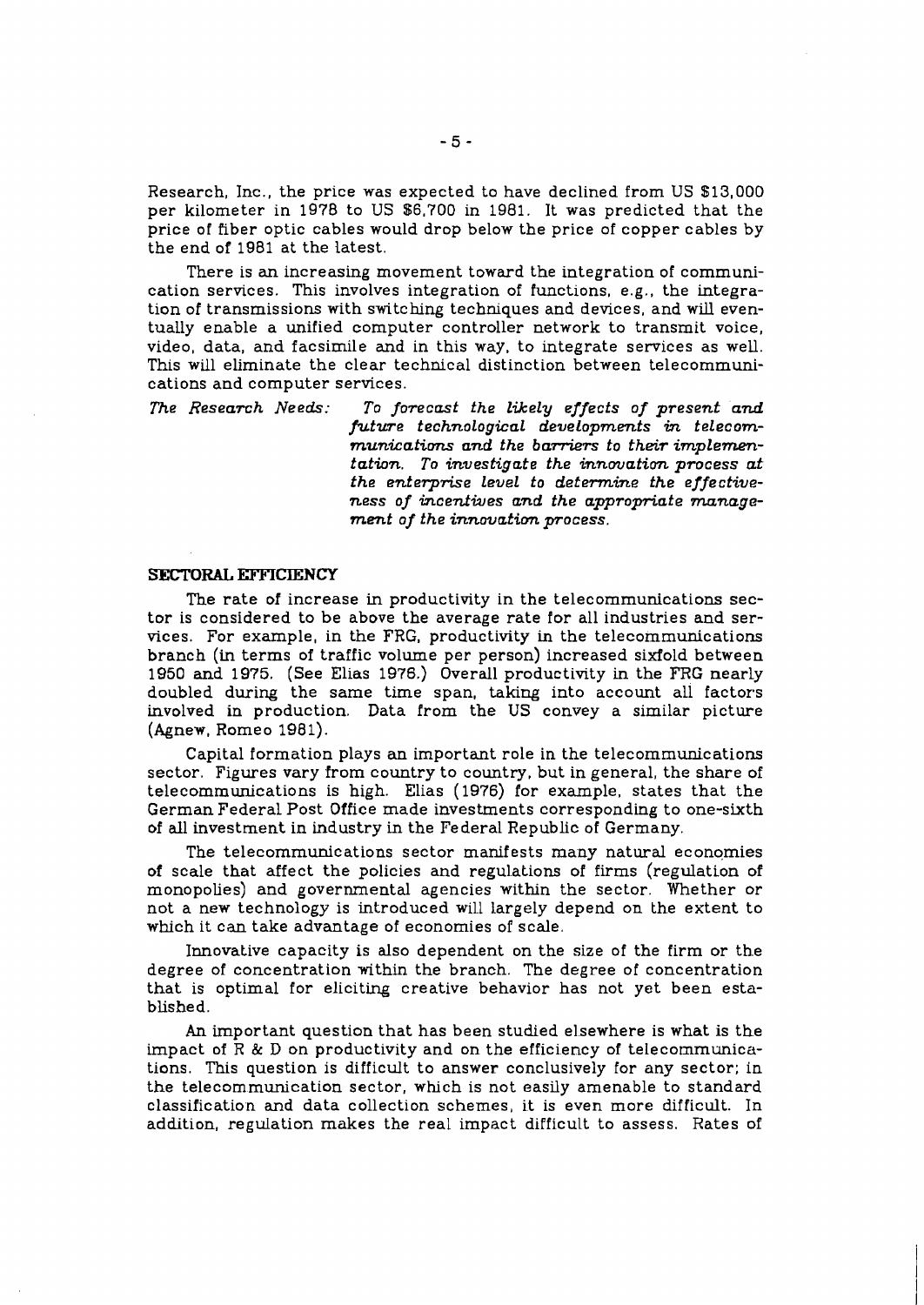Research, Inc., the price was expected to have declined from US $13,000 per kilometer in 1978 to US $6,700 in 1981. It was predicted that the price of fiber optic cables would drop below the price of copper cables by the end of 1981 at the latest.

There is an increasing movement toward the integration of communication services. This involves integration of functions, e.g., the integration of transmissions with switching techniques and devices, and will eventually enable a unified computer controller network to transmit voice, video, data, and facsimile and in this way, to integrate services as well. This will eliminate the clear technical distinction between telecommunications and computer services.

*The Research Needs:* *To forecast the likely effects of present and future technological developments in telecommunications and the barriers to their implementation. To investigate the innovation process at the enterprise level to determine the effectiveness of incentives and the appropriate management of the innovation process.*

## SECTORAL EFFICIENCY

The rate of increase in productivity in the telecommunications sector is considered to be above the average rate for all industries and services. For example, in the FRG, productivity in the telecommunications branch (in terms of traffic volume per person) increased sixfold between 1950 and 1975. (See Elias 1976.) Overall productivity in the FRG nearly doubled during the same time span, taking into account all factors involved in production. Data from the US convey a similar picture (Agnew, Romeo 1981).

Capital formation plays an important role in the telecommunications sector. Figures vary from country to country, but in general, the share of telecommunications is high. Elias (1976) for example, states that the German Federal Post Office made investments corresponding to one-sixth of all investment in industry in the Federal Republic of Germany.

The telecommunications sector manifests many natural economies of scale that affect the policies and regulations of firms (regulation of monopolies) and governmental agencies within the sector. Whether or not a new technology is introduced will largely depend on the extent to which it can take advantage of economies of scale.

Innovative capacity is also dependent on the size of the firm or the degree of concentration within the branch. The degree of concentration that is optimal for eliciting creative behavior has not yet been established.

An important question that has been studied elsewhere is what is the impact of R & D on productivity and on the efficiency of telecommunications. This question is difficult to answer conclusively for any sector; in the telecommunication sector, which is not easily amenable to standard classification and data collection schemes, it is even more difficult. In addition, regulation makes the real impact difficult to assess. Rates of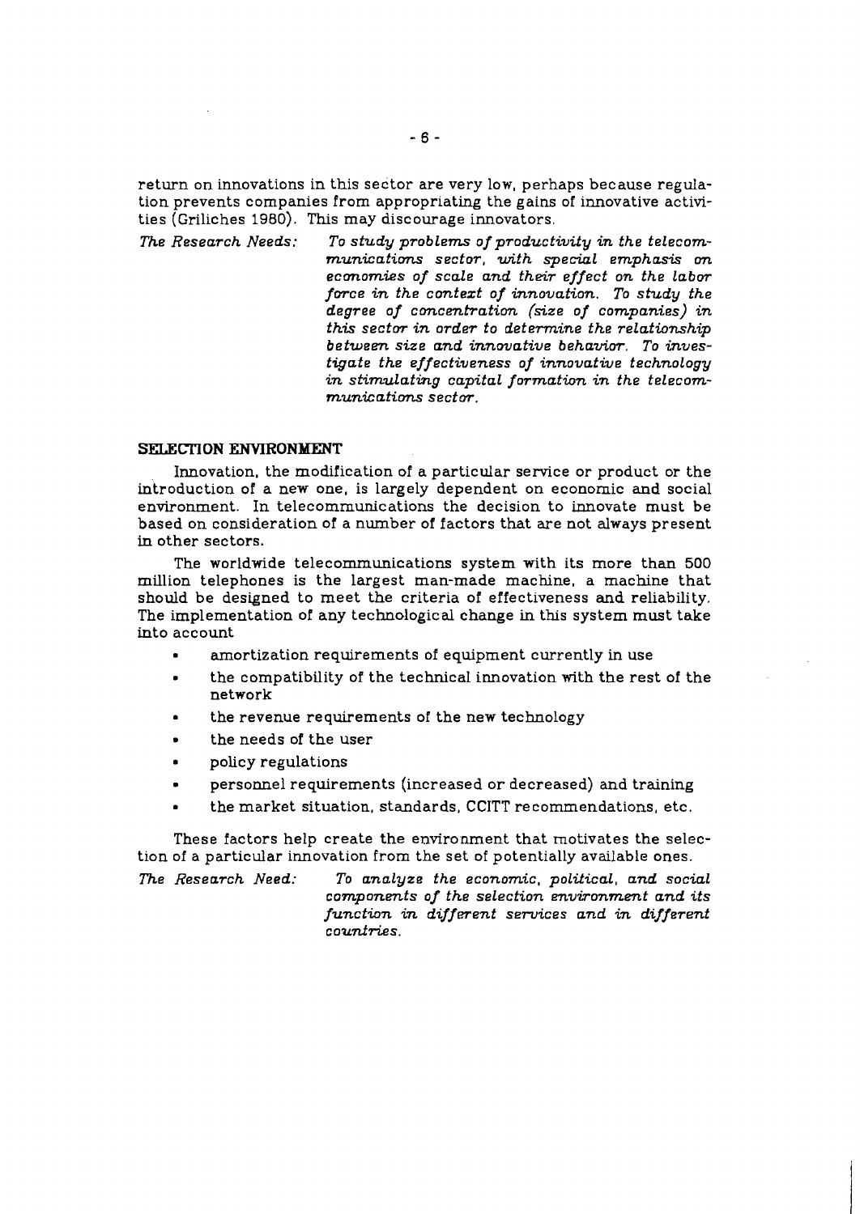return on innovations in this sector are very low, perhaps because regulation prevents companies from appropriating the gains of innovative activities (Griliches 1980). This may discourage innovators.

*The Research Needs:* *To study problems of productivity in the telecommunications sector, with special emphasis on economies of scale and their effect on the labor force in the context of innovation. To study the degree of concentration (size of companies) in this sector in order to determine the relationship between size and innovative behavior. To investigate the effectiveness of innovative technology in stimulating capital formation in the telecommunications sector.*

## SELECTION ENVIRONMENT

Innovation, the modification of a particular service or product or the introduction of a new one, is largely dependent on economic and social environment. In telecommunications the decision to innovate must be based on consideration of a number of factors that are not always present in other sectors.

The worldwide telecommunications system with its more than 500 million telephones is the largest man-made machine, a machine that should be designed to meet the criteria of effectiveness and reliability. The implementation of any technological change in this system must take into account

- amortization requirements of equipment currently in use
- the compatibility of the technical innovation with the rest of the network
- the revenue requirements of the new technology
- the needs of the user
- policy regulations
- personnel requirements (increased or decreased) and training
- the market situation, standards, CCITT recommendations, etc.

These factors help create the environment that motivates the selection of a particular innovation from the set of potentially available ones.

*The Research Need:* *To analyze the economic, political, and social components of the selection environment and its function in different services and in different countries.*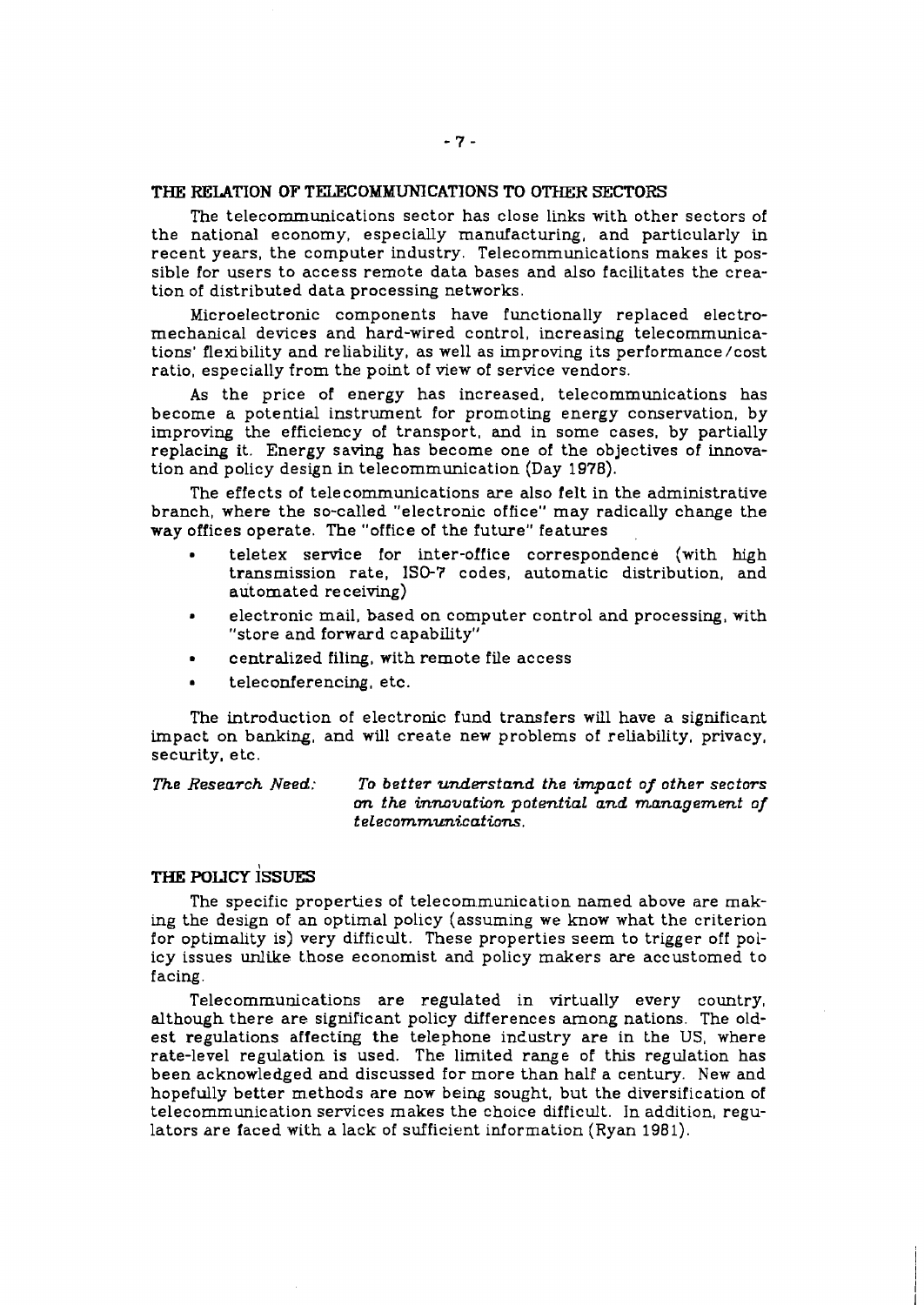## THE RELATION OF TELECOMMUNICATIONS TO OTHER SECTORS

The telecommunications sector has close links with other sectors of the national economy, especially manufacturing, and particularly in recent years, the computer industry. Telecommunications makes it possible for users to access remote data bases and also facilitates the creation of distributed data processing networks.

Microelectronic components have functionally replaced electromechanical devices and hard-wired control, increasing telecommunications' flexibility and reliability, as well as improving its performance/cost ratio, especially from the point of view of service vendors.

As the price of energy has increased, telecommunications has become a potential instrument for promoting energy conservation, by improving the efficiency of transport, and in some cases, by partially replacing it. Energy saving has become one of the objectives of innovation and policy design in telecommunication (Day 1978).

The effects of telecommunications are also felt in the administrative branch, where the so-called "electronic office" may radically change the way offices operate. The "office of the future" features

- teletex service for inter-office correspondence (with high transmission rate, ISO-7 codes, automatic distribution, and automated receiving)
- electronic mail, based on computer control and processing, with "store and forward capability"
- centralized filing, with remote file access
- teleconferencing, etc.

The introduction of electronic fund transfers will have a significant impact on banking, and will create new problems of reliability, privacy, security, etc.

*The Research Need:* *To better understand the impact of other sectors on the innovation potential and management of telecommunications.*

## THE POLICY ISSUES

The specific properties of telecommunication named above are making the design of an optimal policy (assuming we know what the criterion for optimality is) very difficult. These properties seem to trigger off policy issues unlike those economist and policy makers are accustomed to facing.

Telecommunications are regulated in virtually every country, although there are significant policy differences among nations. The oldest regulations affecting the telephone industry are in the US, where rate-level regulation is used. The limited range of this regulation has been acknowledged and discussed for more than half a century. New and hopefully better methods are now being sought, but the diversification of telecommunication services makes the choice difficult. In addition, regulators are faced with a lack of sufficient information (Ryan 1981).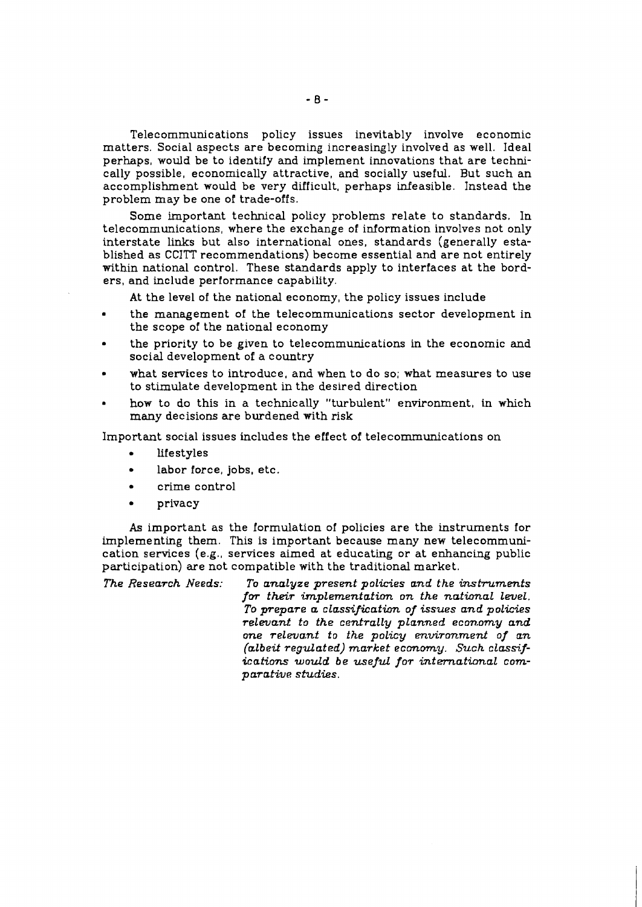Telecommunications policy issues inevitably involve economic matters. Social aspects are becoming increasingly involved as well. Ideal perhaps, would be to identify and implement innovations that are technically possible, economically attractive, and socially useful. But such an accomplishment would be very difficult, perhaps infeasible. Instead the problem may be one of trade-offs.

Some important technical policy problems relate to standards. In telecommunications, where the exchange of information involves not only interstate links but also international ones, standards (generally established as CCITT recommendations) become essential and are not entirely within national control. These standards apply to interfaces at the borders, and include performance capability.

At the level of the national economy, the policy issues include

- the management of the telecommunications sector development in the scope of the national economy
- the priority to be given to telecommunications in the economic and social development of a country
- what services to introduce, and when to do so; what measures to use to stimulate development in the desired direction
- how to do this in a technically "turbulent" environment, in which many decisions are burdened with risk

Important social issues includes the effect of telecommunications on

- lifestyles
- labor force, jobs, etc.
- crime control
- privacy

As important as the formulation of policies are the instruments for implementing them. This is important because many new telecommunication services (e.g., services aimed at educating or at enhancing public participation) are not compatible with the traditional market.

*The Research Needs:* *To analyze present policies and the instruments for their implementation on the national level. To prepare a classification of issues and policies relevant to the centrally planned economy and one relevant to the policy environment of an (albeit regulated) market economy. Such classifications would be useful for international comparative studies.*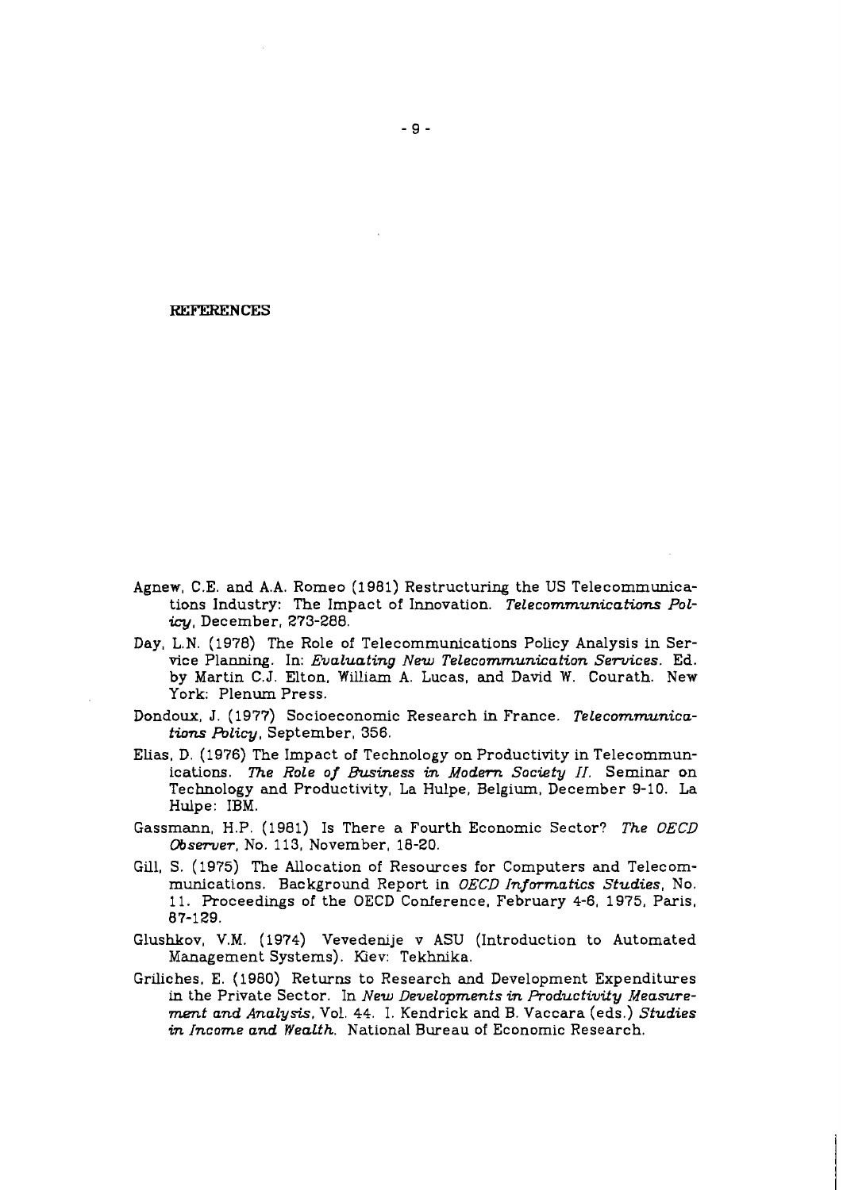## REFERENCES

Agnew, C.E. and A.A. Romeo (1981) Restructuring the US Telecommunications Industry: The Impact of Innovation. *Telecommunications Policy*, December, 273-288.

Day, L.N. (1978) The Role of Telecommunications Policy Analysis in Service Planning. In: *Evaluating New Telecommunication Services*. Ed. by Martin C.J. Elton, William A. Lucas, and David W. Courath. New York: Plenum Press.

Dondoux, J. (1977) Socioeconomic Research in France. *Telecommunications Policy*, September, 356.

Elias, D. (1976) The Impact of Technology on Productivity in Telecommunications. *The Role of Business in Modern Society II.* Seminar on Technology and Productivity, La Hulpe, Belgium, December 9-10. La Hulpe: IBM.

Gassmann, H.P. (1981) Is There a Fourth Economic Sector? *The OECD Observer*, No. 113, November, 18-20.

Gill, S. (1975) The Allocation of Resources for Computers and Telecommunications. Background Report in *OECD Informatics Studies*, No. 11. Proceedings of the OECD Conference, February 4-6, 1975, Paris, 87-129.

Glushkov, V.M. (1974) Vevedenije v ASU (Introduction to Automated Management Systems). Kiev: Tekhnika.

Griliches, E. (1980) Returns to Research and Development Expenditures in the Private Sector. In *New Developments in Productivity Measurement and Analysis*, Vol. 44. I. Kendrick and B. Vaccara (eds.) *Studies in Income and Wealth.* National Bureau of Economic Research.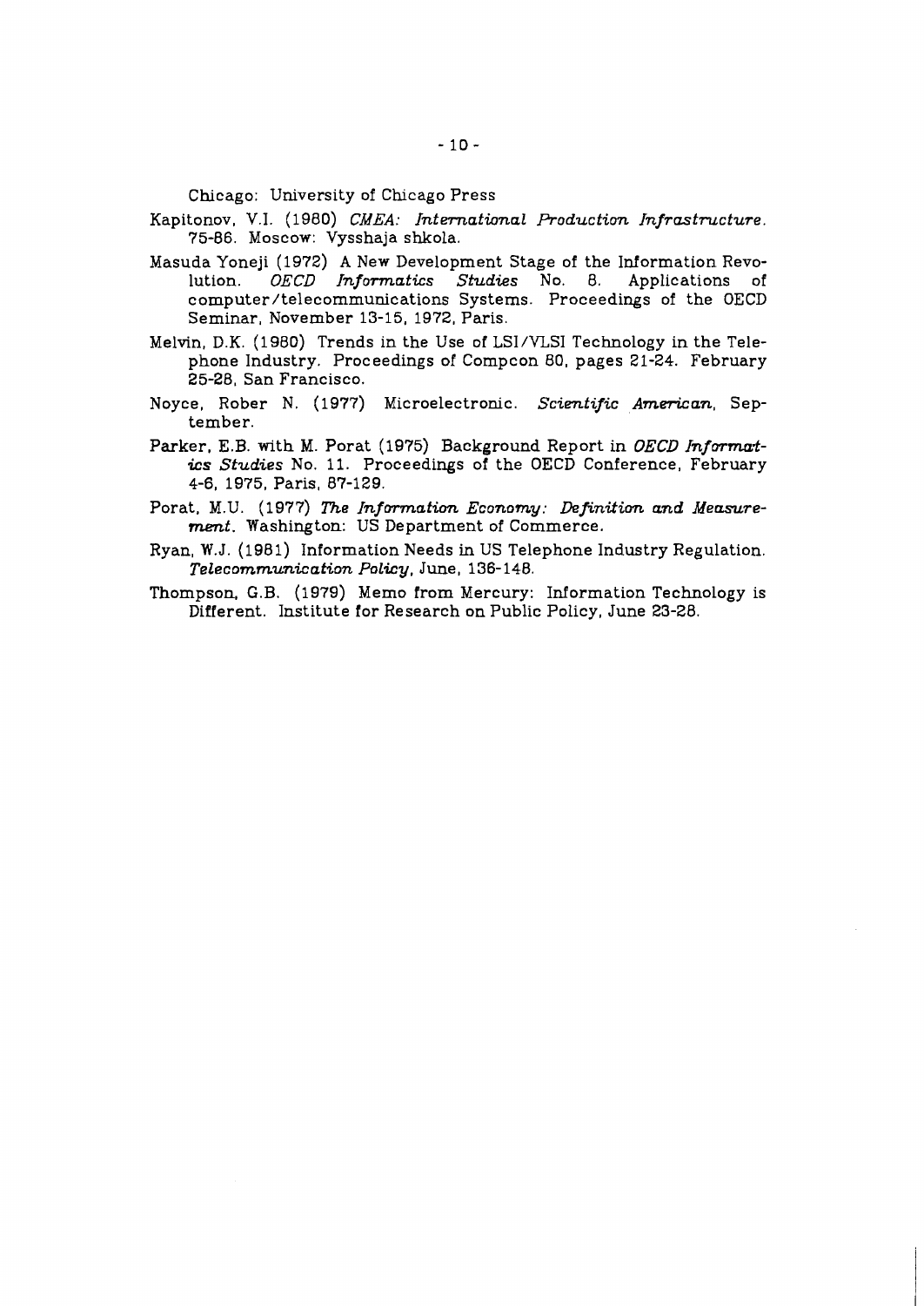Chicago: University of Chicago Press

Kapitonov, V.I. (1980) *CMEA: International Production Infrastructure.* 75-86. Moscow: Vysshaja shkola.

Masuda Yoneji (1972) A New Development Stage of the Information Revolution. *OECD Informatics Studies* No. 8. Applications of computer/telecommunications Systems. Proceedings of the OECD Seminar, November 13-15, 1972, Paris.

Melvin, D.K. (1980) Trends in the Use of LSI/VLSI Technology in the Telephone Industry. Proceedings of Compcon 80, pages 21-24. February 25-28, San Francisco.

Noyce, Rober N. (1977) Microelectronic. *Scientific American*, September.

Parker, E.B. with M. Porat (1975) Background Report in *OECD Informatics Studies* No. 11. Proceedings of the OECD Conference, February 4-6, 1975, Paris, 87-129.

Porat, M.U. (1977) *The Information Economy: Definition and Measurement.* Washington: US Department of Commerce.

Ryan, W.J. (1981) Information Needs in US Telephone Industry Regulation. *Telecommunication Policy*, June, 136-148.

Thompson, G.B. (1979) Memo from Mercury: Information Technology is Different. Institute for Research on Public Policy, June 23-28.